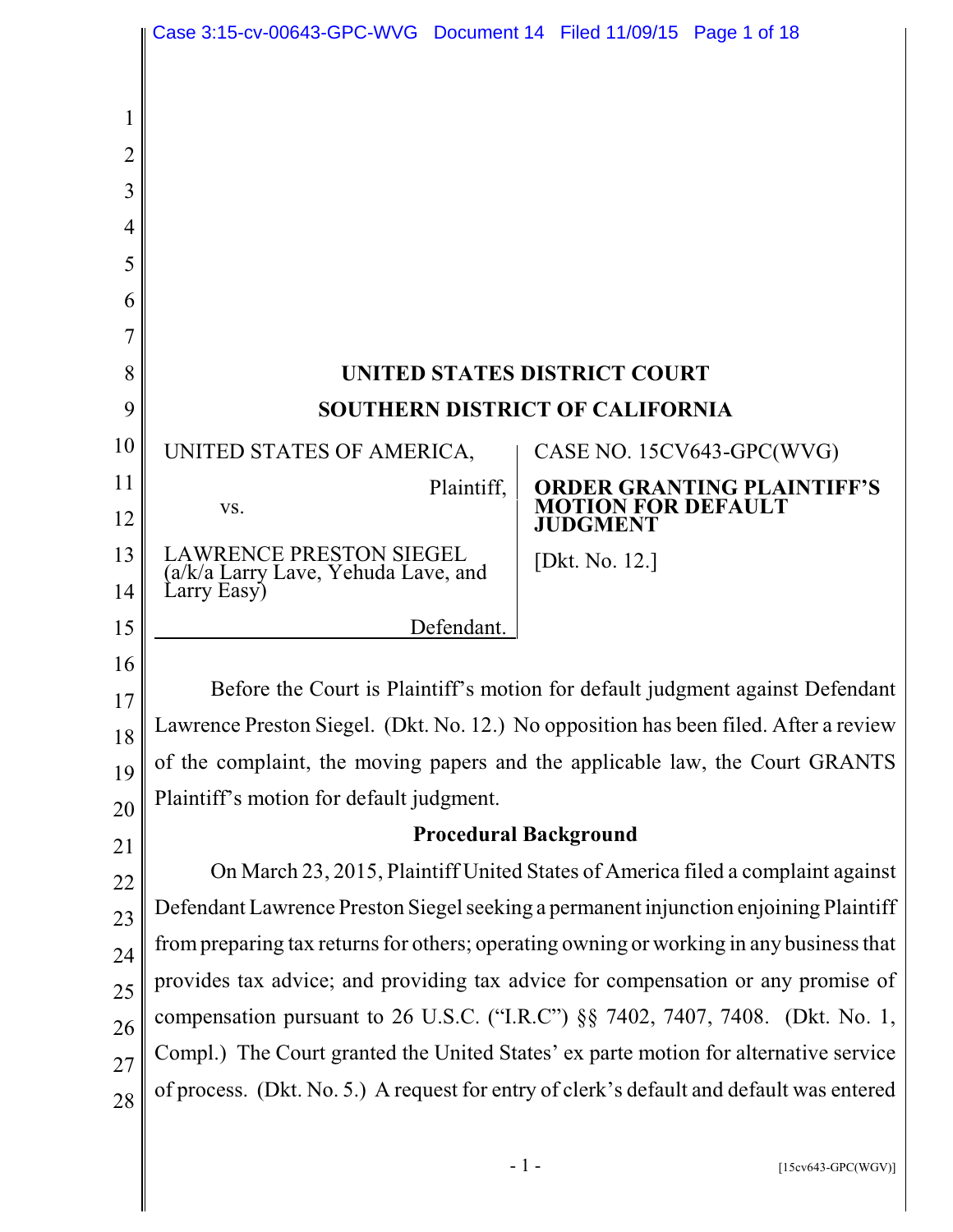# UNITED STATES DISTRICT COURT

# SOUTHERN DISTRICT OF CALIFORNIA

| | |
|---|---|
| UNITED STATES OF AMERICA, Plaintiff, vs. LAWRENCE PRESTON SIEGEL (a/k/a Larry Lave, Yehuda Lave, and Larry Easy) Defendant. | CASE NO. 15CV643-GPC(WVG) **ORDER GRANTING PLAINTIFF'S MOTION FOR DEFAULT JUDGMENT** [Dkt. No. 12.] |

Before the Court is Plaintiff's motion for default judgment against Defendant Lawrence Preston Siegel. (Dkt. No. 12.) No opposition has been filed. After a review of the complaint, the moving papers and the applicable law, the Court GRANTS Plaintiff's motion for default judgment.

**Procedural Background**

On March 23, 2015, Plaintiff United States of America filed a complaint against Defendant Lawrence Preston Siegel seeking a permanent injunction enjoining Plaintiff from preparing tax returns for others; operating owning or working in any business that provides tax advice; and providing tax advice for compensation or any promise of compensation pursuant to 26 U.S.C. ("I.R.C") §§ 7402, 7407, 7408. (Dkt. No. 1, Compl.) The Court granted the United States' ex parte motion for alternative service of process. (Dkt. No. 5.) A request for entry of clerk's default and default was entered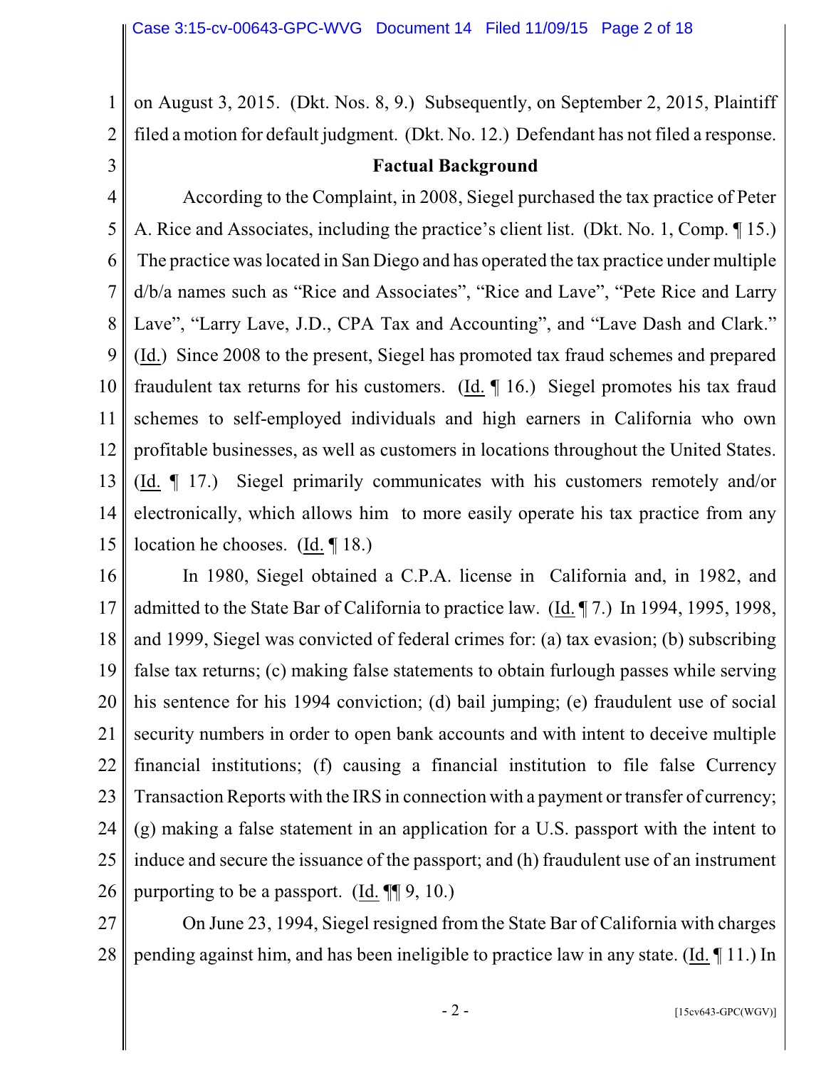on August 3, 2015. (Dkt. Nos. 8, 9.) Subsequently, on September 2, 2015, Plaintiff filed a motion for default judgment. (Dkt. No. 12.) Defendant has not filed a response.

## Factual Background

According to the Complaint, in 2008, Siegel purchased the tax practice of Peter A. Rice and Associates, including the practice's client list. (Dkt. No. 1, Comp. ¶ 15.) The practice was located in San Diego and has operated the tax practice under multiple d/b/a names such as "Rice and Associates", "Rice and Lave", "Pete Rice and Larry Lave", "Larry Lave, J.D., CPA Tax and Accounting", and "Lave Dash and Clark." (Id.) Since 2008 to the present, Siegel has promoted tax fraud schemes and prepared fraudulent tax returns for his customers. (Id. ¶ 16.) Siegel promotes his tax fraud schemes to self-employed individuals and high earners in California who own profitable businesses, as well as customers in locations throughout the United States. (Id. ¶ 17.) Siegel primarily communicates with his customers remotely and/or electronically, which allows him to more easily operate his tax practice from any location he chooses. (Id. ¶ 18.)

In 1980, Siegel obtained a C.P.A. license in California and, in 1982, and admitted to the State Bar of California to practice law. (Id. ¶ 7.) In 1994, 1995, 1998, and 1999, Siegel was convicted of federal crimes for: (a) tax evasion; (b) subscribing false tax returns; (c) making false statements to obtain furlough passes while serving his sentence for his 1994 conviction; (d) bail jumping; (e) fraudulent use of social security numbers in order to open bank accounts and with intent to deceive multiple financial institutions; (f) causing a financial institution to file false Currency Transaction Reports with the IRS in connection with a payment or transfer of currency; (g) making a false statement in an application for a U.S. passport with the intent to induce and secure the issuance of the passport; and (h) fraudulent use of an instrument purporting to be a passport. (Id. ¶¶ 9, 10.)

On June 23, 1994, Siegel resigned from the State Bar of California with charges pending against him, and has been ineligible to practice law in any state. (Id. ¶ 11.) In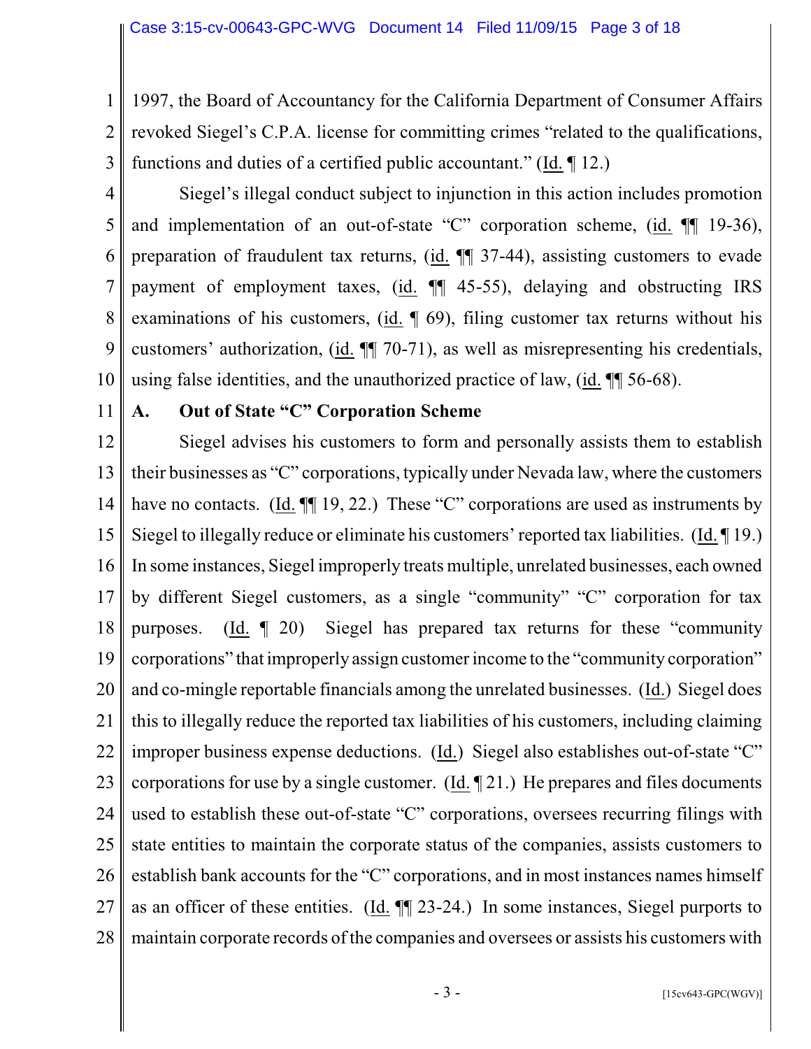1997, the Board of Accountancy for the California Department of Consumer Affairs revoked Siegel's C.P.A. license for committing crimes "related to the qualifications, functions and duties of a certified public accountant." (Id. ¶ 12.)

Siegel's illegal conduct subject to injunction in this action includes promotion and implementation of an out-of-state "C" corporation scheme, (id. ¶¶ 19-36), preparation of fraudulent tax returns, (id. ¶¶ 37-44), assisting customers to evade payment of employment taxes, (id. ¶¶ 45-55), delaying and obstructing IRS examinations of his customers, (id. ¶ 69), filing customer tax returns without his customers' authorization, (id. ¶¶ 70-71), as well as misrepresenting his credentials, using false identities, and the unauthorized practice of law, (id. ¶¶ 56-68).

**A. Out of State "C" Corporation Scheme**

Siegel advises his customers to form and personally assists them to establish their businesses as "C" corporations, typically under Nevada law, where the customers have no contacts. (Id. ¶¶ 19, 22.) These "C" corporations are used as instruments by Siegel to illegally reduce or eliminate his customers' reported tax liabilities. (Id. ¶ 19.) In some instances, Siegel improperly treats multiple, unrelated businesses, each owned by different Siegel customers, as a single "community" "C" corporation for tax purposes. (Id. ¶ 20) Siegel has prepared tax returns for these "community corporations" that improperly assign customer income to the "community corporation" and co-mingle reportable financials among the unrelated businesses. (Id.) Siegel does this to illegally reduce the reported tax liabilities of his customers, including claiming improper business expense deductions. (Id.) Siegel also establishes out-of-state "C" corporations for use by a single customer. (Id. ¶ 21.) He prepares and files documents used to establish these out-of-state "C" corporations, oversees recurring filings with state entities to maintain the corporate status of the companies, assists customers to establish bank accounts for the "C" corporations, and in most instances names himself as an officer of these entities. (Id. ¶¶ 23-24.) In some instances, Siegel purports to maintain corporate records of the companies and oversees or assists his customers with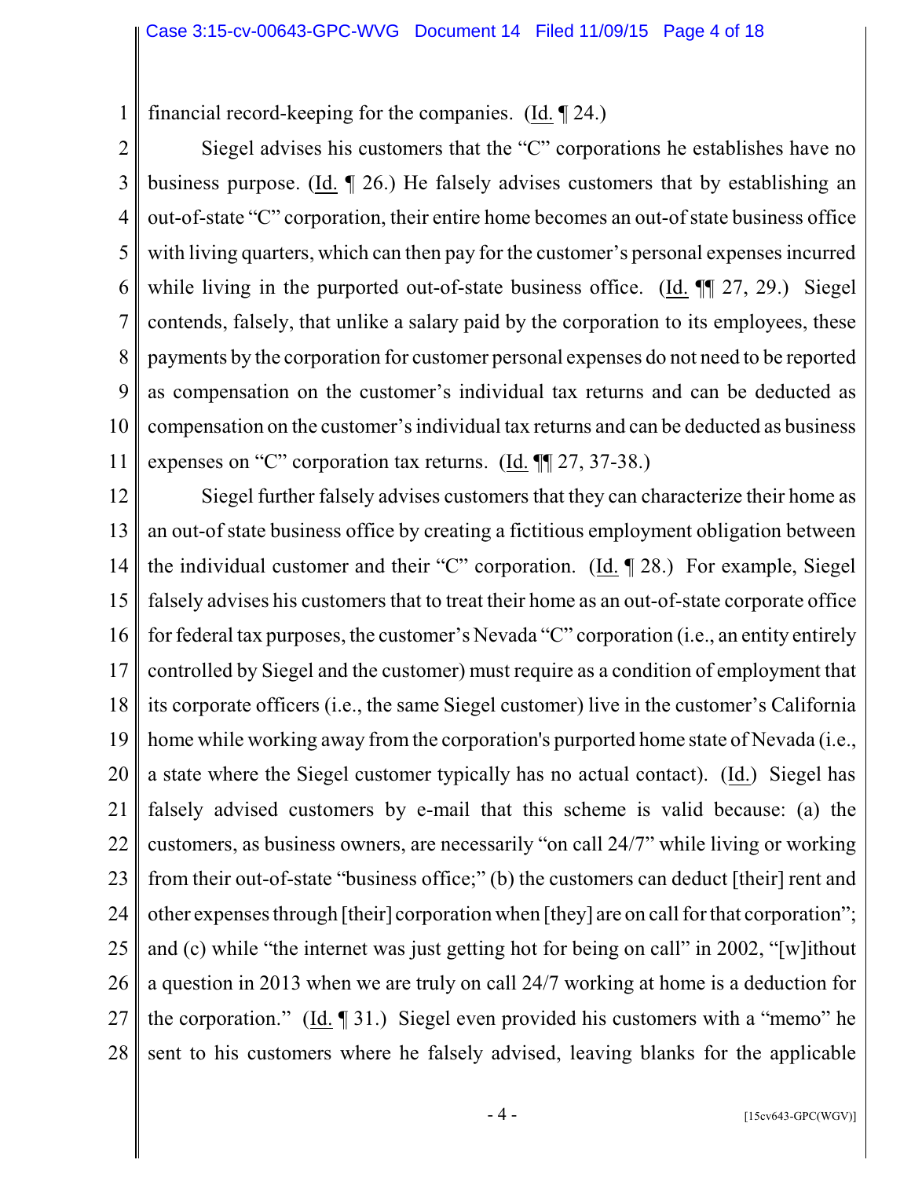financial record-keeping for the companies. (Id. ¶ 24.)

Siegel advises his customers that the "C" corporations he establishes have no business purpose. (Id. ¶ 26.) He falsely advises customers that by establishing an out-of-state "C" corporation, their entire home becomes an out-of state business office with living quarters, which can then pay for the customer's personal expenses incurred while living in the purported out-of-state business office. (Id. ¶¶ 27, 29.) Siegel contends, falsely, that unlike a salary paid by the corporation to its employees, these payments by the corporation for customer personal expenses do not need to be reported as compensation on the customer's individual tax returns and can be deducted as compensation on the customer's individual tax returns and can be deducted as business expenses on "C" corporation tax returns. (Id. ¶¶ 27, 37-38.)

Siegel further falsely advises customers that they can characterize their home as an out-of state business office by creating a fictitious employment obligation between the individual customer and their "C" corporation. (Id. ¶ 28.) For example, Siegel falsely advises his customers that to treat their home as an out-of-state corporate office for federal tax purposes, the customer's Nevada "C" corporation (i.e., an entity entirely controlled by Siegel and the customer) must require as a condition of employment that its corporate officers (i.e., the same Siegel customer) live in the customer's California home while working away from the corporation's purported home state of Nevada (i.e., a state where the Siegel customer typically has no actual contact). (Id.) Siegel has falsely advised customers by e-mail that this scheme is valid because: (a) the customers, as business owners, are necessarily "on call 24/7" while living or working from their out-of-state "business office;" (b) the customers can deduct [their] rent and other expenses through [their] corporation when [they] are on call for that corporation"; and (c) while "the internet was just getting hot for being on call" in 2002, "[w]ithout a question in 2013 when we are truly on call 24/7 working at home is a deduction for the corporation." (Id. ¶ 31.) Siegel even provided his customers with a "memo" he sent to his customers where he falsely advised, leaving blanks for the applicable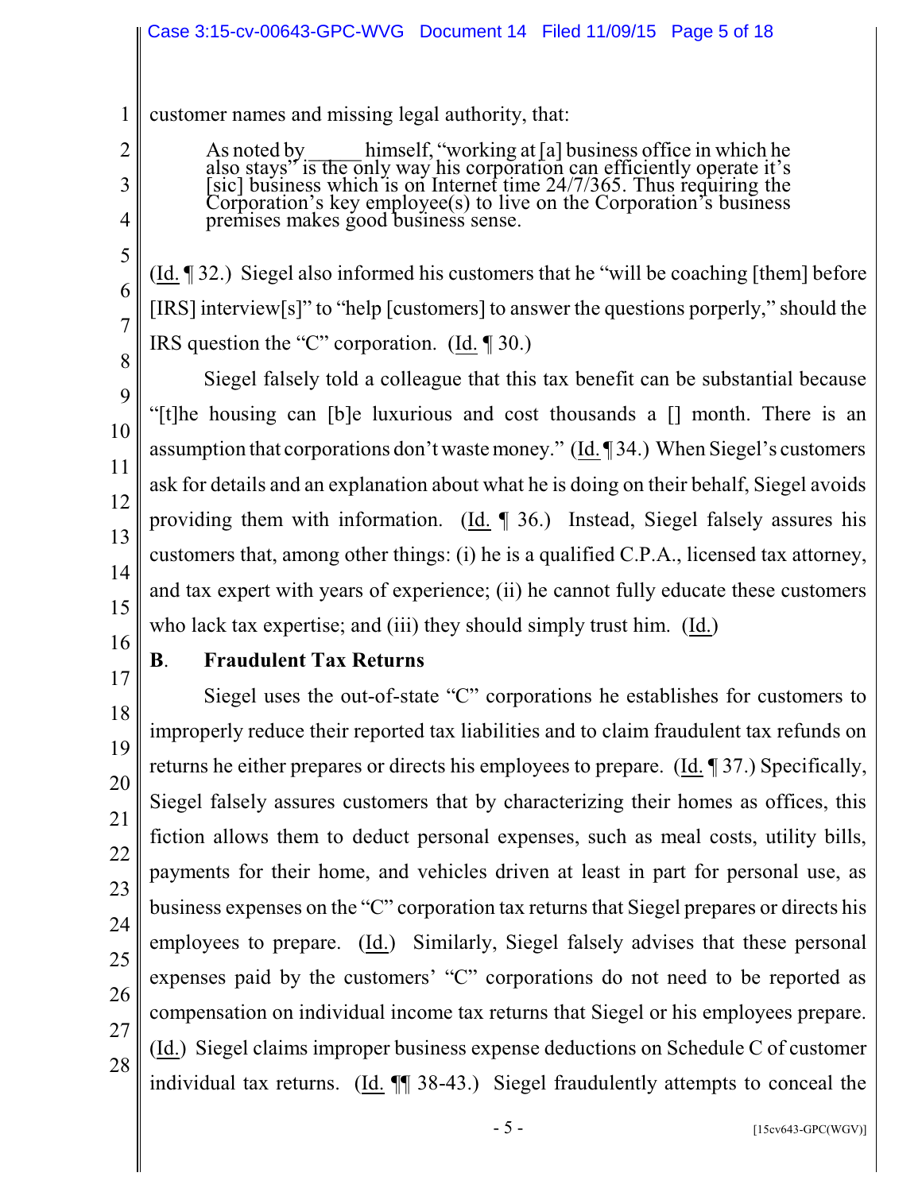customer names and missing legal authority, that:

> As noted by _____ himself, "working at [a] business office in which he also stays" is the only way his corporation can efficiently operate it's [sic] business which is on Internet time 24/7/365. Thus requiring the Corporation's key employee(s) to live on the Corporation's business premises makes good business sense.

(Id. ¶ 32.) Siegel also informed his customers that he "will be coaching [them] before [IRS] interview[s]" to "help [customers] to answer the questions porperly," should the IRS question the "C" corporation. (Id. ¶ 30.)

Siegel falsely told a colleague that this tax benefit can be substantial because "[t]he housing can [b]e luxurious and cost thousands a [] month. There is an assumption that corporations don't waste money." (Id. ¶ 34.) When Siegel's customers ask for details and an explanation about what he is doing on their behalf, Siegel avoids providing them with information. (Id. ¶ 36.) Instead, Siegel falsely assures his customers that, among other things: (i) he is a qualified C.P.A., licensed tax attorney, and tax expert with years of experience; (ii) he cannot fully educate these customers who lack tax expertise; and (iii) they should simply trust him. (Id.)

### B. Fraudulent Tax Returns

Siegel uses the out-of-state "C" corporations he establishes for customers to improperly reduce their reported tax liabilities and to claim fraudulent tax refunds on returns he either prepares or directs his employees to prepare. (Id. ¶ 37.) Specifically, Siegel falsely assures customers that by characterizing their homes as offices, this fiction allows them to deduct personal expenses, such as meal costs, utility bills, payments for their home, and vehicles driven at least in part for personal use, as business expenses on the "C" corporation tax returns that Siegel prepares or directs his employees to prepare. (Id.) Similarly, Siegel falsely advises that these personal expenses paid by the customers' "C" corporations do not need to be reported as compensation on individual income tax returns that Siegel or his employees prepare. (Id.) Siegel claims improper business expense deductions on Schedule C of customer individual tax returns. (Id. ¶¶ 38-43.) Siegel fraudulently attempts to conceal the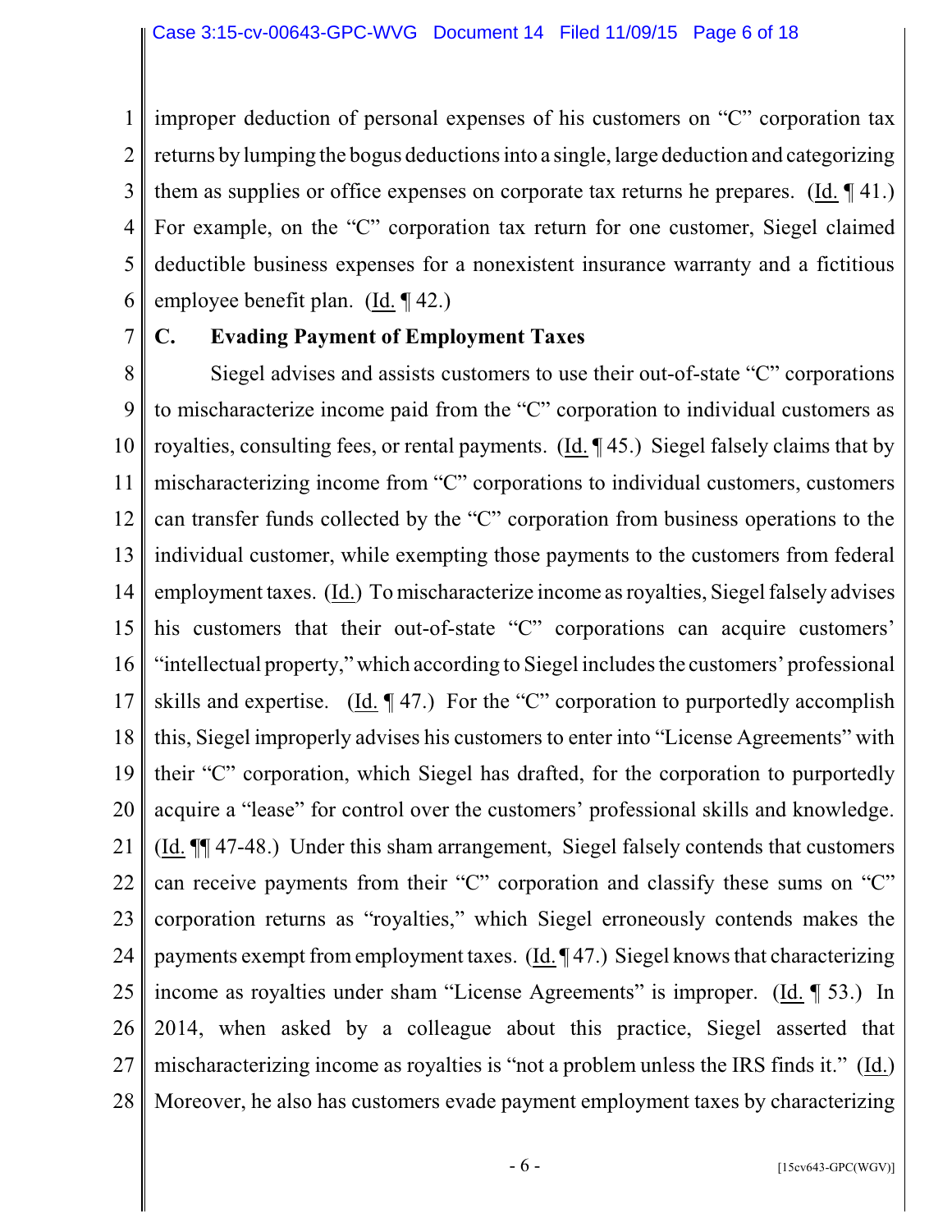improper deduction of personal expenses of his customers on "C" corporation tax returns by lumping the bogus deductions into a single, large deduction and categorizing them as supplies or office expenses on corporate tax returns he prepares. (Id. ¶ 41.) For example, on the "C" corporation tax return for one customer, Siegel claimed deductible business expenses for a nonexistent insurance warranty and a fictitious employee benefit plan. (Id. ¶ 42.)

### C. Evading Payment of Employment Taxes

Siegel advises and assists customers to use their out-of-state "C" corporations to mischaracterize income paid from the "C" corporation to individual customers as royalties, consulting fees, or rental payments. (Id. ¶ 45.) Siegel falsely claims that by mischaracterizing income from "C" corporations to individual customers, customers can transfer funds collected by the "C" corporation from business operations to the individual customer, while exempting those payments to the customers from federal employment taxes. (Id.) To mischaracterize income as royalties, Siegel falsely advises his customers that their out-of-state "C" corporations can acquire customers' "intellectual property," which according to Siegel includes the customers' professional skills and expertise. (Id. ¶ 47.) For the "C" corporation to purportedly accomplish this, Siegel improperly advises his customers to enter into "License Agreements" with their "C" corporation, which Siegel has drafted, for the corporation to purportedly acquire a "lease" for control over the customers' professional skills and knowledge. (Id. ¶¶ 47-48.) Under this sham arrangement, Siegel falsely contends that customers can receive payments from their "C" corporation and classify these sums on "C" corporation returns as "royalties," which Siegel erroneously contends makes the payments exempt from employment taxes. (Id. ¶ 47.) Siegel knows that characterizing income as royalties under sham "License Agreements" is improper. (Id. ¶ 53.) In 2014, when asked by a colleague about this practice, Siegel asserted that mischaracterizing income as royalties is "not a problem unless the IRS finds it." (Id.) Moreover, he also has customers evade payment employment taxes by characterizing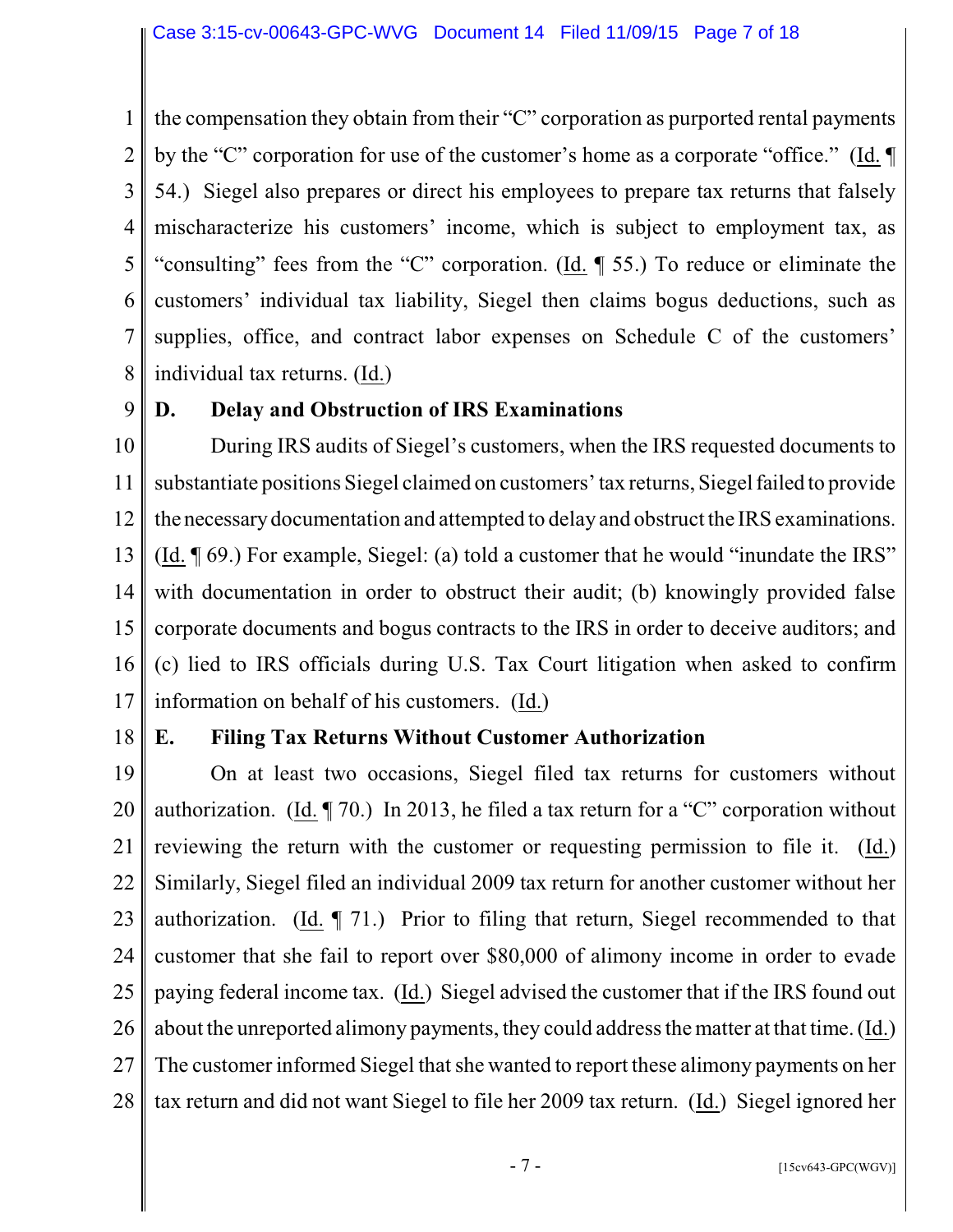the compensation they obtain from their "C" corporation as purported rental payments by the "C" corporation for use of the customer's home as a corporate "office." (Id. ¶ 54.) Siegel also prepares or direct his employees to prepare tax returns that falsely mischaracterize his customers' income, which is subject to employment tax, as "consulting" fees from the "C" corporation. (Id. ¶ 55.) To reduce or eliminate the customers' individual tax liability, Siegel then claims bogus deductions, such as supplies, office, and contract labor expenses on Schedule C of the customers' individual tax returns. (Id.)

### D. Delay and Obstruction of IRS Examinations

During IRS audits of Siegel's customers, when the IRS requested documents to substantiate positions Siegel claimed on customers' tax returns, Siegel failed to provide the necessary documentation and attempted to delay and obstruct the IRS examinations. (Id. ¶ 69.) For example, Siegel: (a) told a customer that he would "inundate the IRS" with documentation in order to obstruct their audit; (b) knowingly provided false corporate documents and bogus contracts to the IRS in order to deceive auditors; and (c) lied to IRS officials during U.S. Tax Court litigation when asked to confirm information on behalf of his customers. (Id.)

### E. Filing Tax Returns Without Customer Authorization

On at least two occasions, Siegel filed tax returns for customers without authorization. (Id. ¶ 70.) In 2013, he filed a tax return for a "C" corporation without reviewing the return with the customer or requesting permission to file it. (Id.) Similarly, Siegel filed an individual 2009 tax return for another customer without her authorization. (Id. ¶ 71.) Prior to filing that return, Siegel recommended to that customer that she fail to report over $80,000 of alimony income in order to evade paying federal income tax. (Id.) Siegel advised the customer that if the IRS found out about the unreported alimony payments, they could address the matter at that time. (Id.) The customer informed Siegel that she wanted to report these alimony payments on her tax return and did not want Siegel to file her 2009 tax return. (Id.) Siegel ignored her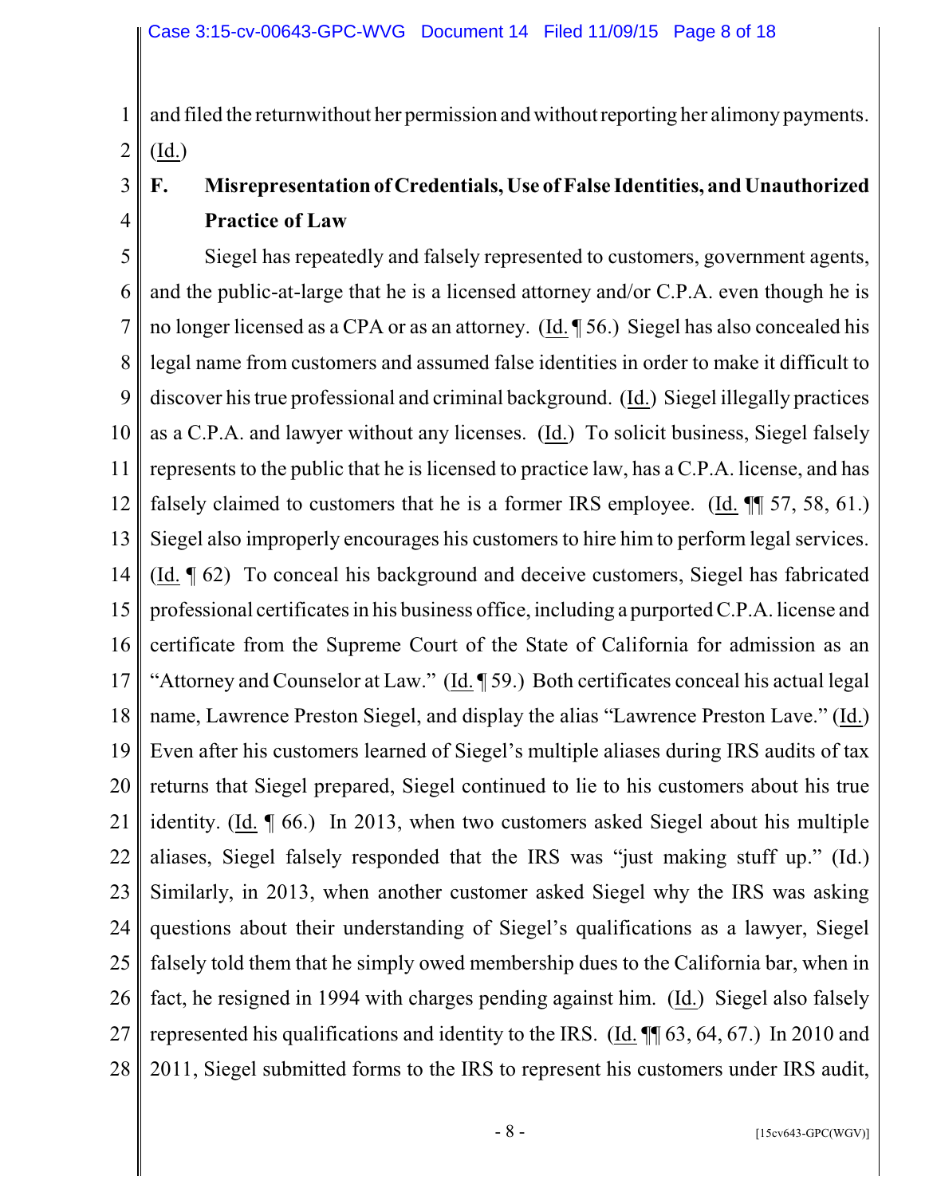and filed the returnwithout her permission and without reporting her alimony payments. (Id.)

### F. Misrepresentation of Credentials, Use of False Identities, and Unauthorized Practice of Law

Siegel has repeatedly and falsely represented to customers, government agents, and the public-at-large that he is a licensed attorney and/or C.P.A. even though he is no longer licensed as a CPA or as an attorney. (Id. ¶ 56.) Siegel has also concealed his legal name from customers and assumed false identities in order to make it difficult to discover his true professional and criminal background. (Id.) Siegel illegally practices as a C.P.A. and lawyer without any licenses. (Id.) To solicit business, Siegel falsely represents to the public that he is licensed to practice law, has a C.P.A. license, and has falsely claimed to customers that he is a former IRS employee. (Id. ¶¶ 57, 58, 61.) Siegel also improperly encourages his customers to hire him to perform legal services. (Id. ¶ 62) To conceal his background and deceive customers, Siegel has fabricated professional certificates in his business office, including a purported C.P.A. license and certificate from the Supreme Court of the State of California for admission as an "Attorney and Counselor at Law." (Id. ¶ 59.) Both certificates conceal his actual legal name, Lawrence Preston Siegel, and display the alias "Lawrence Preston Lave." (Id.) Even after his customers learned of Siegel's multiple aliases during IRS audits of tax returns that Siegel prepared, Siegel continued to lie to his customers about his true identity. (Id. ¶ 66.) In 2013, when two customers asked Siegel about his multiple aliases, Siegel falsely responded that the IRS was "just making stuff up." (Id.) Similarly, in 2013, when another customer asked Siegel why the IRS was asking questions about their understanding of Siegel's qualifications as a lawyer, Siegel falsely told them that he simply owed membership dues to the California bar, when in fact, he resigned in 1994 with charges pending against him. (Id.) Siegel also falsely represented his qualifications and identity to the IRS. (Id. ¶¶ 63, 64, 67.) In 2010 and 2011, Siegel submitted forms to the IRS to represent his customers under IRS audit,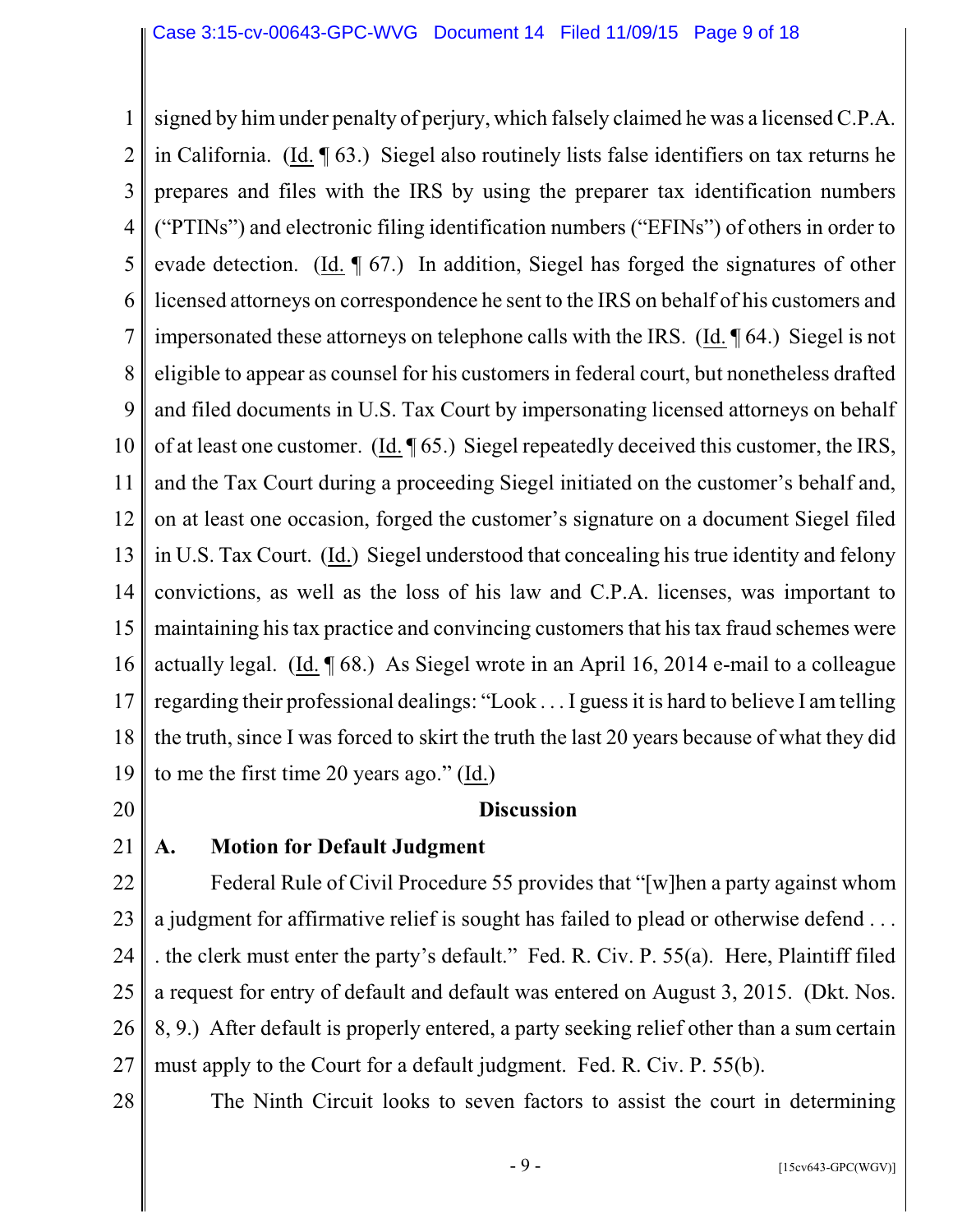signed by him under penalty of perjury, which falsely claimed he was a licensed C.P.A. in California. (Id. ¶ 63.) Siegel also routinely lists false identifiers on tax returns he prepares and files with the IRS by using the preparer tax identification numbers ("PTINs") and electronic filing identification numbers ("EFINs") of others in order to evade detection. (Id. ¶ 67.) In addition, Siegel has forged the signatures of other licensed attorneys on correspondence he sent to the IRS on behalf of his customers and impersonated these attorneys on telephone calls with the IRS. (Id. ¶ 64.) Siegel is not eligible to appear as counsel for his customers in federal court, but nonetheless drafted and filed documents in U.S. Tax Court by impersonating licensed attorneys on behalf of at least one customer. (Id. ¶ 65.) Siegel repeatedly deceived this customer, the IRS, and the Tax Court during a proceeding Siegel initiated on the customer's behalf and, on at least one occasion, forged the customer's signature on a document Siegel filed in U.S. Tax Court. (Id.) Siegel understood that concealing his true identity and felony convictions, as well as the loss of his law and C.P.A. licenses, was important to maintaining his tax practice and convincing customers that his tax fraud schemes were actually legal. (Id. ¶ 68.) As Siegel wrote in an April 16, 2014 e-mail to a colleague regarding their professional dealings: "Look . . . I guess it is hard to believe I am telling the truth, since I was forced to skirt the truth the last 20 years because of what they did to me the first time 20 years ago." (Id.)

## Discussion

### A. Motion for Default Judgment

Federal Rule of Civil Procedure 55 provides that "[w]hen a party against whom a judgment for affirmative relief is sought has failed to plead or otherwise defend . . . . the clerk must enter the party's default." Fed. R. Civ. P. 55(a). Here, Plaintiff filed a request for entry of default and default was entered on August 3, 2015. (Dkt. Nos. 8, 9.) After default is properly entered, a party seeking relief other than a sum certain must apply to the Court for a default judgment. Fed. R. Civ. P. 55(b).

The Ninth Circuit looks to seven factors to assist the court in determining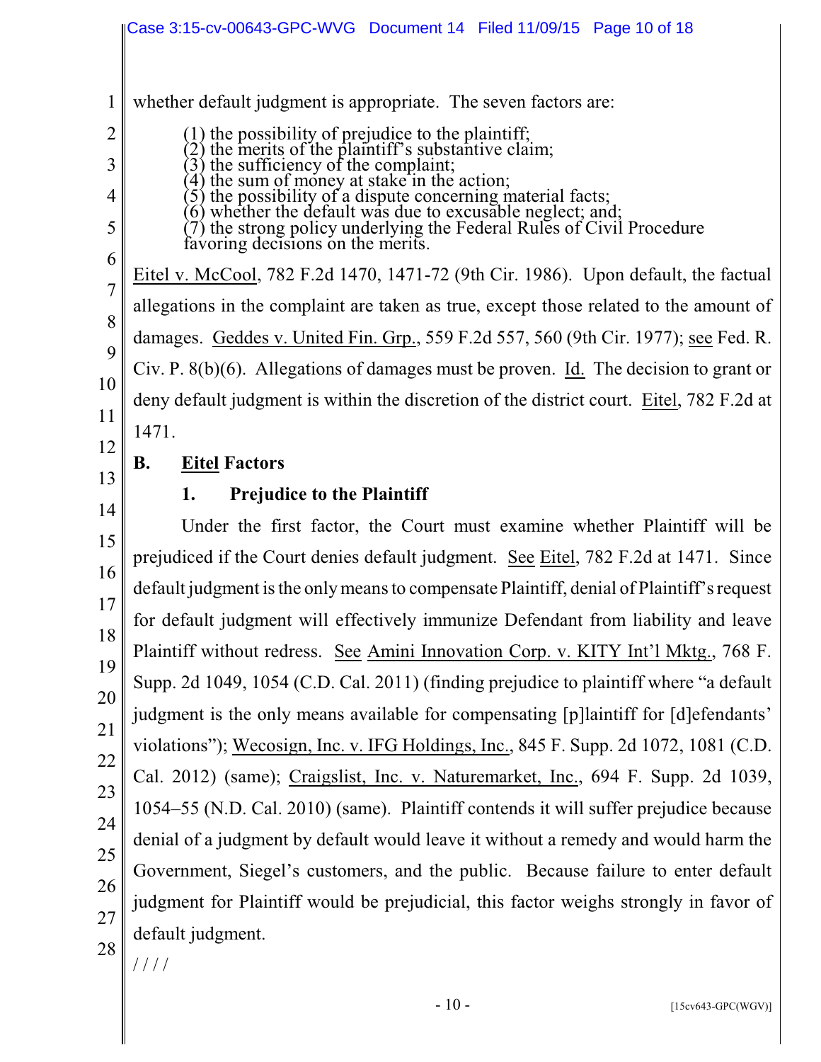whether default judgment is appropriate. The seven factors are:

> (1) the possibility of prejudice to the plaintiff;
> (2) the merits of the plaintiff's substantive claim;
> (3) the sufficiency of the complaint;
> (4) the sum of money at stake in the action;
> (5) the possibility of a dispute concerning material facts;
> (6) whether the default was due to excusable neglect; and;
> (7) the strong policy underlying the Federal Rules of Civil Procedure favoring decisions on the merits.

Eitel v. McCool, 782 F.2d 1470, 1471-72 (9th Cir. 1986). Upon default, the factual allegations in the complaint are taken as true, except those related to the amount of damages. Geddes v. United Fin. Grp., 559 F.2d 557, 560 (9th Cir. 1977); see Fed. R. Civ. P. 8(b)(6). Allegations of damages must be proven. Id. The decision to grant or deny default judgment is within the discretion of the district court. Eitel, 782 F.2d at 1471.

## B. Eitel Factors

### 1. Prejudice to the Plaintiff

Under the first factor, the Court must examine whether Plaintiff will be prejudiced if the Court denies default judgment. See Eitel, 782 F.2d at 1471. Since default judgment is the only means to compensate Plaintiff, denial of Plaintiff's request for default judgment will effectively immunize Defendant from liability and leave Plaintiff without redress. See Amini Innovation Corp. v. KITY Int'l Mktg., 768 F. Supp. 2d 1049, 1054 (C.D. Cal. 2011) (finding prejudice to plaintiff where "a default judgment is the only means available for compensating [p]laintiff for [d]efendants' violations"); Wecosign, Inc. v. IFG Holdings, Inc., 845 F. Supp. 2d 1072, 1081 (C.D. Cal. 2012) (same); Craigslist, Inc. v. Naturemarket, Inc., 694 F. Supp. 2d 1039, 1054–55 (N.D. Cal. 2010) (same). Plaintiff contends it will suffer prejudice because denial of a judgment by default would leave it without a remedy and would harm the Government, Siegel's customers, and the public. Because failure to enter default judgment for Plaintiff would be prejudicial, this factor weighs strongly in favor of default judgment.

////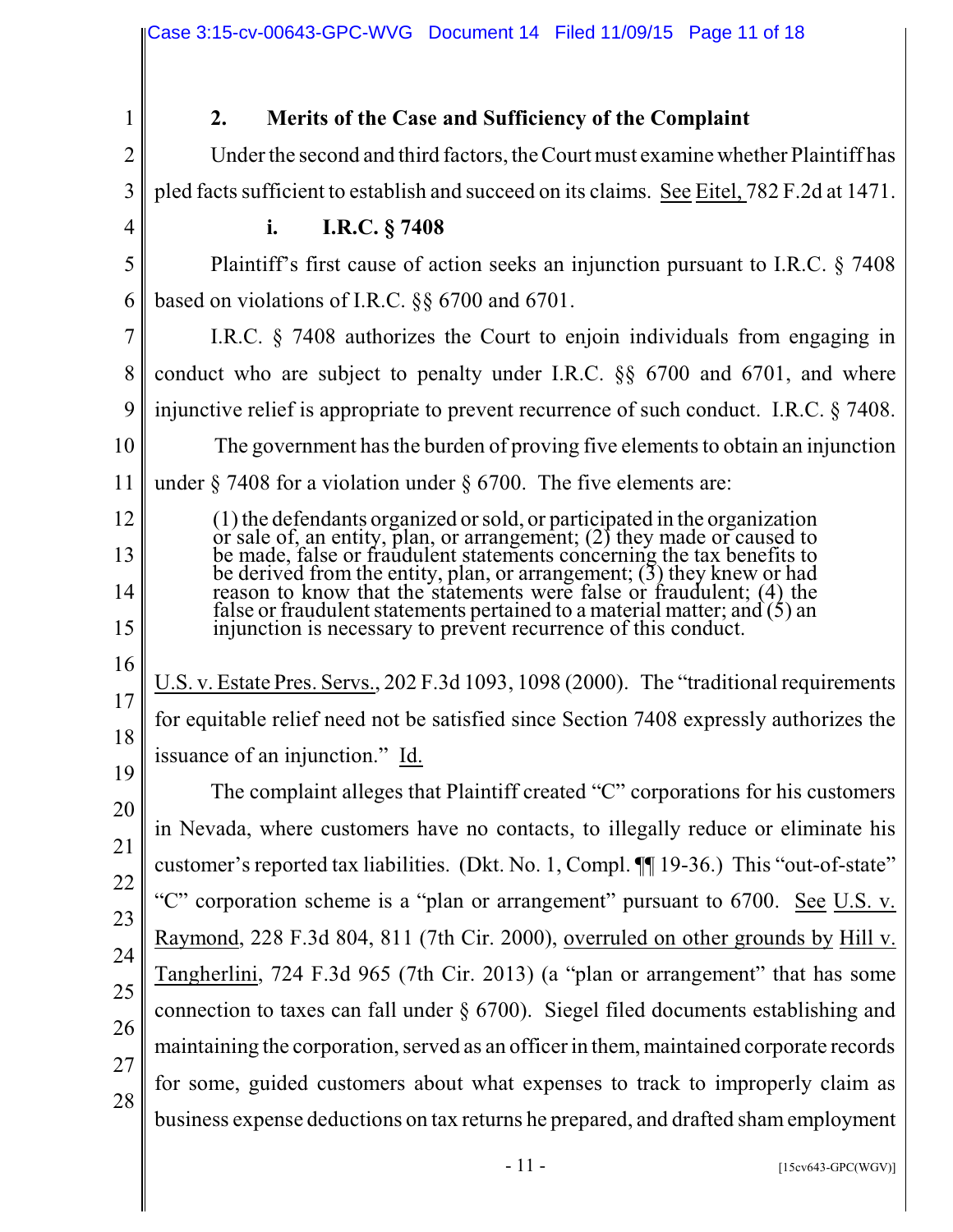### 2. Merits of the Case and Sufficiency of the Complaint

Under the second and third factors, the Court must examine whether Plaintiff has pled facts sufficient to establish and succeed on its claims. See Eitel, 782 F.2d at 1471.

#### i. I.R.C. § 7408

Plaintiff's first cause of action seeks an injunction pursuant to I.R.C. § 7408 based on violations of I.R.C. §§ 6700 and 6701.

I.R.C. § 7408 authorizes the Court to enjoin individuals from engaging in conduct who are subject to penalty under I.R.C. §§ 6700 and 6701, and where injunctive relief is appropriate to prevent recurrence of such conduct. I.R.C. § 7408.

The government has the burden of proving five elements to obtain an injunction under § 7408 for a violation under § 6700. The five elements are:

> (1) the defendants organized or sold, or participated in the organization or sale of, an entity, plan, or arrangement; (2) they made or caused to be made, false or fraudulent statements concerning the tax benefits to be derived from the entity, plan, or arrangement; (3) they knew or had reason to know that the statements were false or fraudulent; (4) the false or fraudulent statements pertained to a material matter; and (5) an injunction is necessary to prevent recurrence of this conduct.

U.S. v. Estate Pres. Servs., 202 F.3d 1093, 1098 (2000). The "traditional requirements for equitable relief need not be satisfied since Section 7408 expressly authorizes the issuance of an injunction." Id.

The complaint alleges that Plaintiff created "C" corporations for his customers in Nevada, where customers have no contacts, to illegally reduce or eliminate his customer's reported tax liabilities. (Dkt. No. 1, Compl. ¶¶ 19-36.) This "out-of-state" "C" corporation scheme is a "plan or arrangement" pursuant to 6700. See U.S. v. Raymond, 228 F.3d 804, 811 (7th Cir. 2000), overruled on other grounds by Hill v. Tangherlini, 724 F.3d 965 (7th Cir. 2013) (a "plan or arrangement" that has some connection to taxes can fall under § 6700). Siegel filed documents establishing and maintaining the corporation, served as an officer in them, maintained corporate records for some, guided customers about what expenses to track to improperly claim as business expense deductions on tax returns he prepared, and drafted sham employment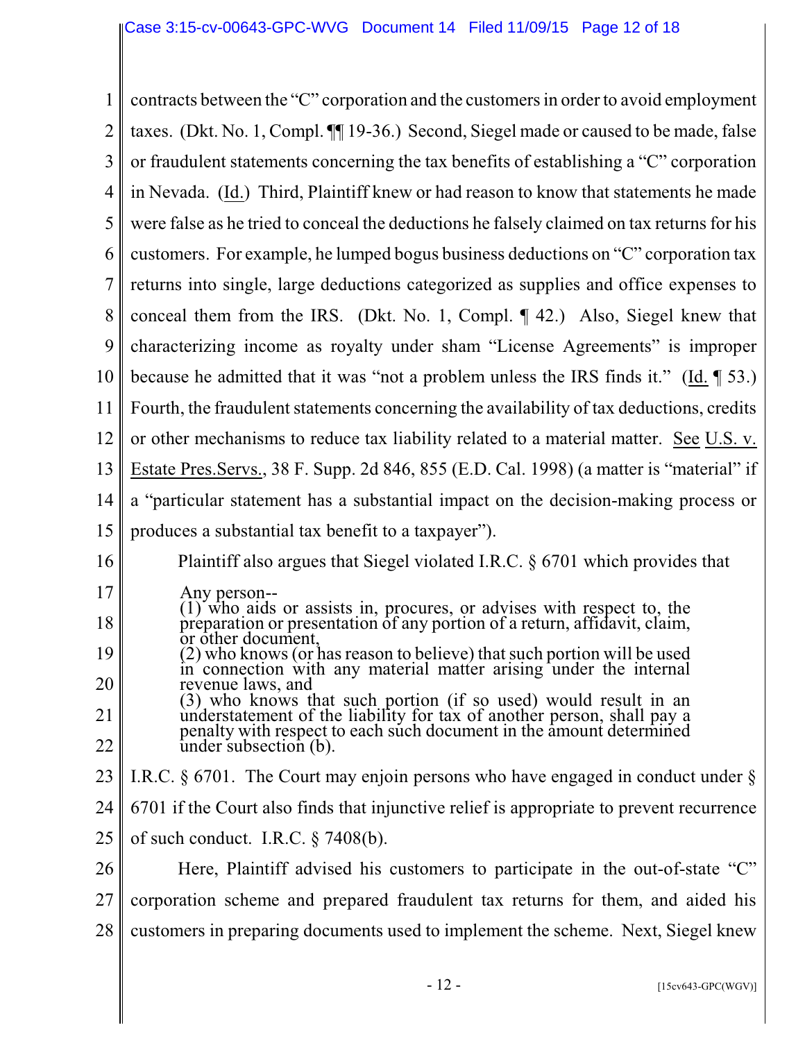contracts between the "C" corporation and the customers in order to avoid employment taxes. (Dkt. No. 1, Compl. ¶¶ 19-36.) Second, Siegel made or caused to be made, false or fraudulent statements concerning the tax benefits of establishing a "C" corporation in Nevada. (Id.) Third, Plaintiff knew or had reason to know that statements he made were false as he tried to conceal the deductions he falsely claimed on tax returns for his customers. For example, he lumped bogus business deductions on "C" corporation tax returns into single, large deductions categorized as supplies and office expenses to conceal them from the IRS. (Dkt. No. 1, Compl. ¶ 42.) Also, Siegel knew that characterizing income as royalty under sham "License Agreements" is improper because he admitted that it was "not a problem unless the IRS finds it." (Id. ¶ 53.) Fourth, the fraudulent statements concerning the availability of tax deductions, credits or other mechanisms to reduce tax liability related to a material matter. See U.S. v. Estate Pres.Servs., 38 F. Supp. 2d 846, 855 (E.D. Cal. 1998) (a matter is "material" if a "particular statement has a substantial impact on the decision-making process or produces a substantial tax benefit to a taxpayer").

Plaintiff also argues that Siegel violated I.R.C. § 6701 which provides that

> Any person--
> (1) who aids or assists in, procures, or advises with respect to, the preparation or presentation of any portion of a return, affidavit, claim, or other document,
> (2) who knows (or has reason to believe) that such portion will be used in connection with any material matter arising under the internal revenue laws, and
> (3) who knows that such portion (if so used) would result in an understatement of the liability for tax of another person, shall pay a penalty with respect to each such document in the amount determined under subsection (b).

I.R.C. § 6701. The Court may enjoin persons who have engaged in conduct under § 6701 if the Court also finds that injunctive relief is appropriate to prevent recurrence of such conduct. I.R.C. § 7408(b).

Here, Plaintiff advised his customers to participate in the out-of-state "C" corporation scheme and prepared fraudulent tax returns for them, and aided his customers in preparing documents used to implement the scheme. Next, Siegel knew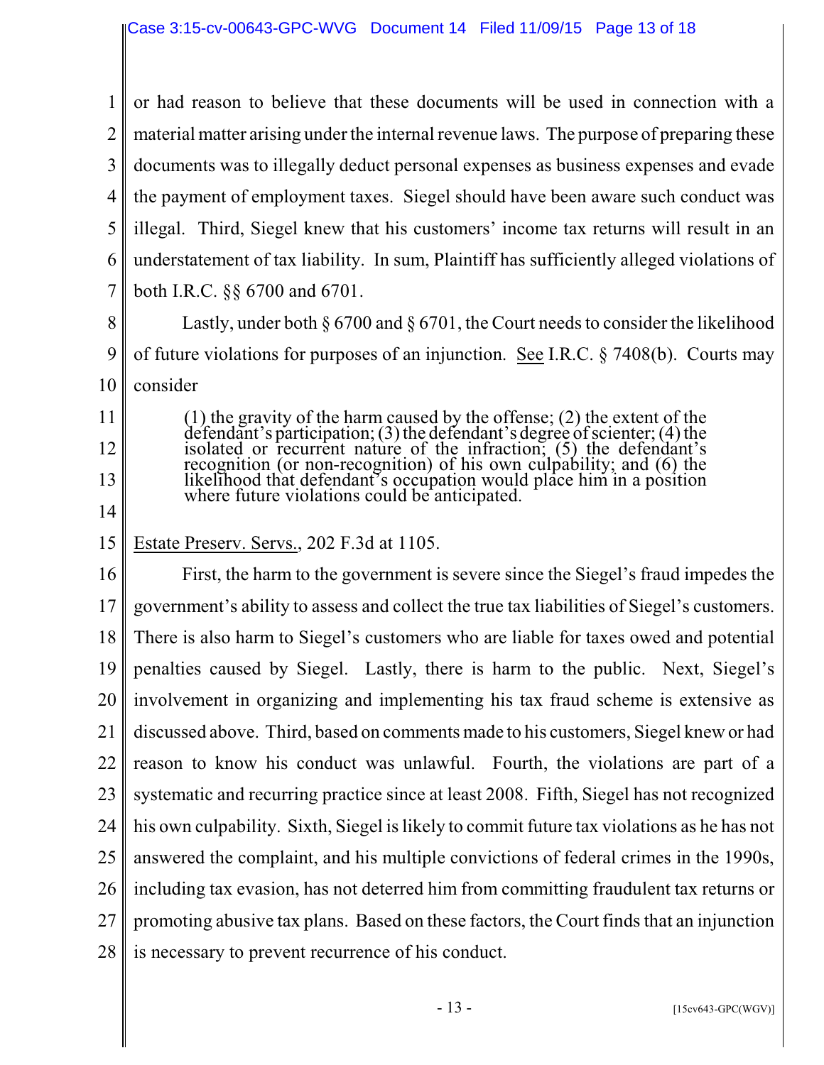or had reason to believe that these documents will be used in connection with a material matter arising under the internal revenue laws. The purpose of preparing these documents was to illegally deduct personal expenses as business expenses and evade the payment of employment taxes. Siegel should have been aware such conduct was illegal. Third, Siegel knew that his customers' income tax returns will result in an understatement of tax liability. In sum, Plaintiff has sufficiently alleged violations of both I.R.C. §§ 6700 and 6701.

Lastly, under both § 6700 and § 6701, the Court needs to consider the likelihood of future violations for purposes of an injunction. See I.R.C. § 7408(b). Courts may consider

> (1) the gravity of the harm caused by the offense; (2) the extent of the defendant's participation; (3) the defendant's degree of scienter; (4) the isolated or recurrent nature of the infraction; (5) the defendant's recognition (or non-recognition) of his own culpability; and (6) the likelihood that defendant's occupation would place him in a position where future violations could be anticipated.

Estate Preserv. Servs., 202 F.3d at 1105.

First, the harm to the government is severe since the Siegel's fraud impedes the government's ability to assess and collect the true tax liabilities of Siegel's customers. There is also harm to Siegel's customers who are liable for taxes owed and potential penalties caused by Siegel. Lastly, there is harm to the public. Next, Siegel's involvement in organizing and implementing his tax fraud scheme is extensive as discussed above. Third, based on comments made to his customers, Siegel knew or had reason to know his conduct was unlawful. Fourth, the violations are part of a systematic and recurring practice since at least 2008. Fifth, Siegel has not recognized his own culpability. Sixth, Siegel is likely to commit future tax violations as he has not answered the complaint, and his multiple convictions of federal crimes in the 1990s, including tax evasion, has not deterred him from committing fraudulent tax returns or promoting abusive tax plans. Based on these factors, the Court finds that an injunction is necessary to prevent recurrence of his conduct.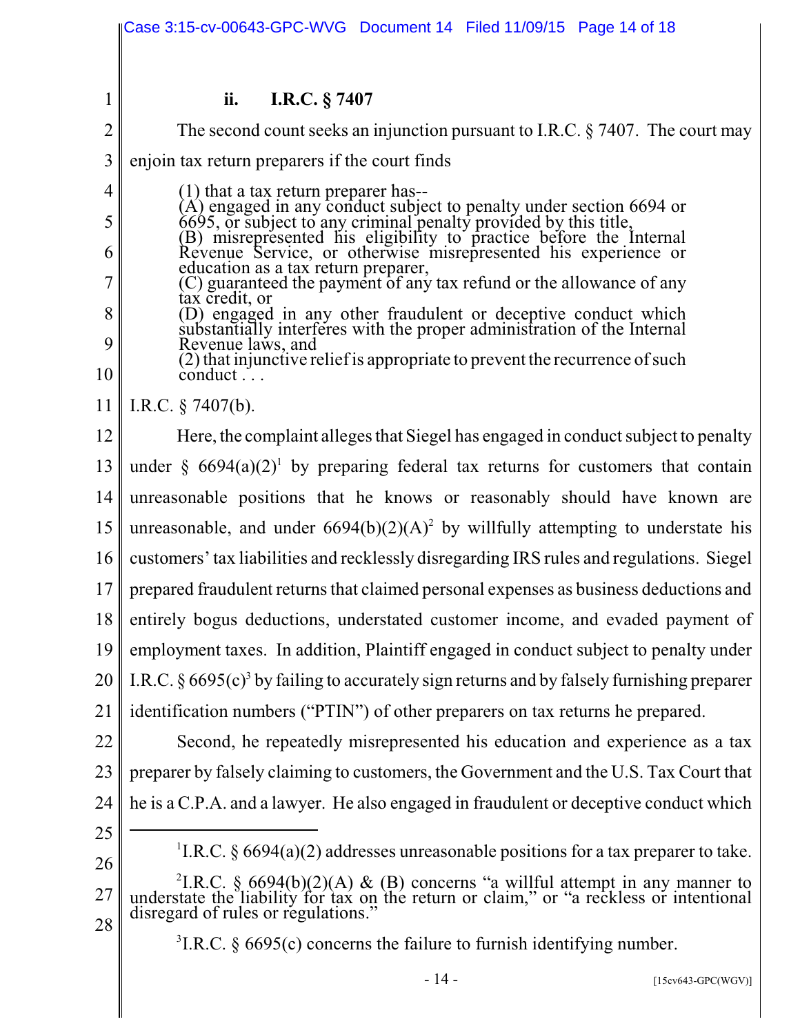### ii. I.R.C. § 7407

The second count seeks an injunction pursuant to I.R.C. § 7407. The court may enjoin tax return preparers if the court finds

> (1) that a tax return preparer has--
> (A) engaged in any conduct subject to penalty under section 6694 or 6695, or subject to any criminal penalty provided by this title,
> (B) misrepresented his eligibility to practice before the Internal Revenue Service, or otherwise misrepresented his experience or education as a tax return preparer,
> (C) guaranteed the payment of any tax refund or the allowance of any tax credit, or
> (D) engaged in any other fraudulent or deceptive conduct which substantially interferes with the proper administration of the Internal Revenue laws, and
> (2) that injunctive relief is appropriate to prevent the recurrence of such conduct . . .

I.R.C. § 7407(b).

Here, the complaint alleges that Siegel has engaged in conduct subject to penalty under § 6694(a)(2)[1] by preparing federal tax returns for customers that contain unreasonable positions that he knows or reasonably should have known are unreasonable, and under 6694(b)(2)(A)[2] by willfully attempting to understate his customers' tax liabilities and recklessly disregarding IRS rules and regulations. Siegel prepared fraudulent returns that claimed personal expenses as business deductions and entirely bogus deductions, understated customer income, and evaded payment of employment taxes. In addition, Plaintiff engaged in conduct subject to penalty under I.R.C. § 6695(c)[3] by failing to accurately sign returns and by falsely furnishing preparer identification numbers ("PTIN") of other preparers on tax returns he prepared.

Second, he repeatedly misrepresented his education and experience as a tax preparer by falsely claiming to customers, the Government and the U.S. Tax Court that he is a C.P.A. and a lawyer. He also engaged in fraudulent or deceptive conduct which

---

[1] I.R.C. § 6694(a)(2) addresses unreasonable positions for a tax preparer to take.

[2] I.R.C. § 6694(b)(2)(A) & (B) concerns "a willful attempt in any manner to understate the liability for tax on the return or claim," or "a reckless or intentional disregard of rules or regulations."

[3] I.R.C. § 6695(c) concerns the failure to furnish identifying number.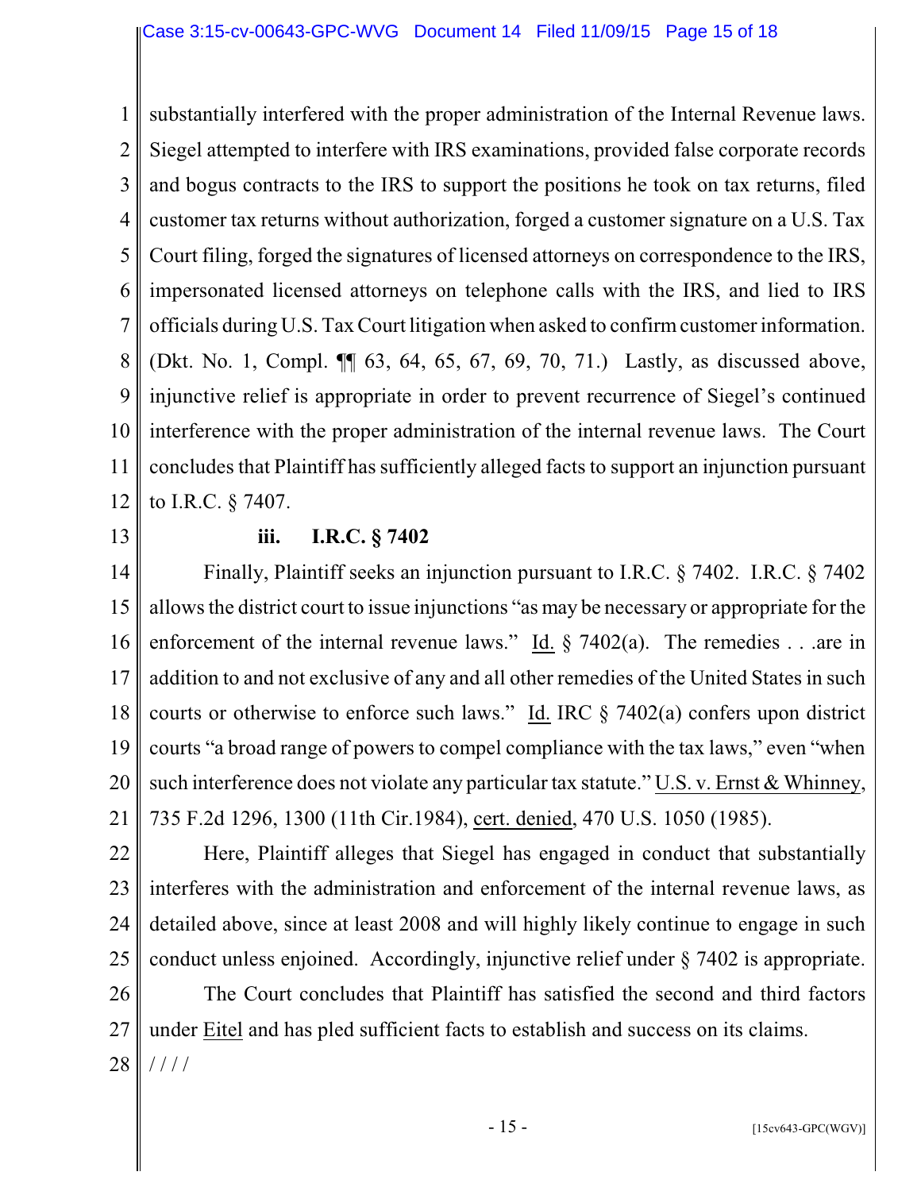substantially interfered with the proper administration of the Internal Revenue laws. Siegel attempted to interfere with IRS examinations, provided false corporate records and bogus contracts to the IRS to support the positions he took on tax returns, filed customer tax returns without authorization, forged a customer signature on a U.S. Tax Court filing, forged the signatures of licensed attorneys on correspondence to the IRS, impersonated licensed attorneys on telephone calls with the IRS, and lied to IRS officials during U.S. Tax Court litigation when asked to confirm customer information. (Dkt. No. 1, Compl. ¶¶ 63, 64, 65, 67, 69, 70, 71.) Lastly, as discussed above, injunctive relief is appropriate in order to prevent recurrence of Siegel's continued interference with the proper administration of the internal revenue laws. The Court concludes that Plaintiff has sufficiently alleged facts to support an injunction pursuant to I.R.C. § 7407.

**iii. I.R.C. § 7402**

Finally, Plaintiff seeks an injunction pursuant to I.R.C. § 7402. I.R.C. § 7402 allows the district court to issue injunctions "as may be necessary or appropriate for the enforcement of the internal revenue laws." Id. § 7402(a). The remedies . . .are in addition to and not exclusive of any and all other remedies of the United States in such courts or otherwise to enforce such laws." Id. IRC § 7402(a) confers upon district courts "a broad range of powers to compel compliance with the tax laws," even "when such interference does not violate any particular tax statute." U.S. v. Ernst & Whinney, 735 F.2d 1296, 1300 (11th Cir.1984), cert. denied, 470 U.S. 1050 (1985).

Here, Plaintiff alleges that Siegel has engaged in conduct that substantially interferes with the administration and enforcement of the internal revenue laws, as detailed above, since at least 2008 and will highly likely continue to engage in such conduct unless enjoined. Accordingly, injunctive relief under § 7402 is appropriate.

The Court concludes that Plaintiff has satisfied the second and third factors under Eitel and has pled sufficient facts to establish and success on its claims.

/ / / /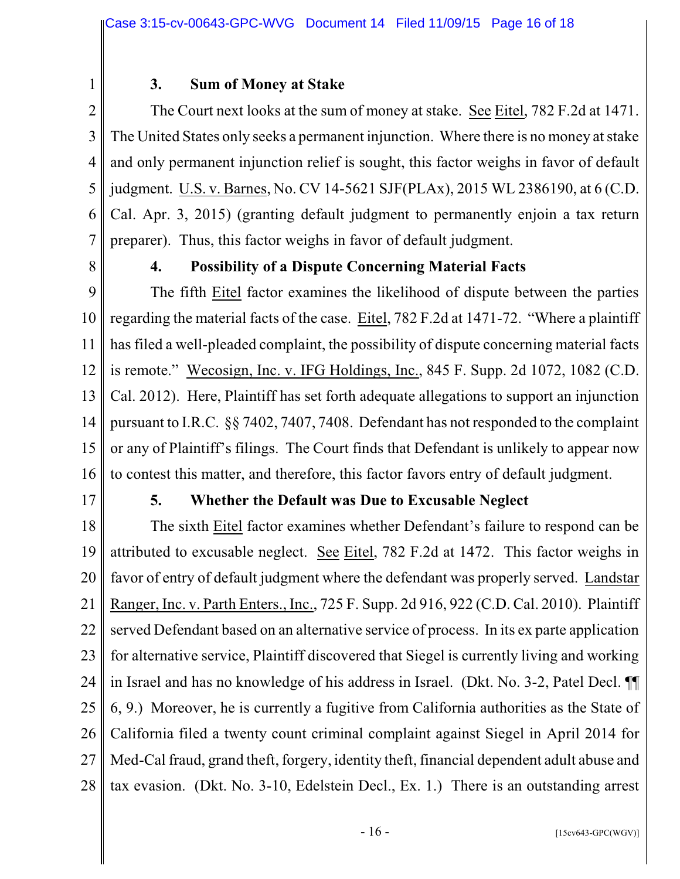### 3. Sum of Money at Stake

The Court next looks at the sum of money at stake. See Eitel, 782 F.2d at 1471. The United States only seeks a permanent injunction. Where there is no money at stake and only permanent injunction relief is sought, this factor weighs in favor of default judgment. U.S. v. Barnes, No. CV 14-5621 SJF(PLAx), 2015 WL 2386190, at 6 (C.D. Cal. Apr. 3, 2015) (granting default judgment to permanently enjoin a tax return preparer). Thus, this factor weighs in favor of default judgment.

### 4. Possibility of a Dispute Concerning Material Facts

The fifth Eitel factor examines the likelihood of dispute between the parties regarding the material facts of the case. Eitel, 782 F.2d at 1471-72. "Where a plaintiff has filed a well-pleaded complaint, the possibility of dispute concerning material facts is remote." Wecosign, Inc. v. IFG Holdings, Inc., 845 F. Supp. 2d 1072, 1082 (C.D. Cal. 2012). Here, Plaintiff has set forth adequate allegations to support an injunction pursuant to I.R.C. §§ 7402, 7407, 7408. Defendant has not responded to the complaint or any of Plaintiff's filings. The Court finds that Defendant is unlikely to appear now to contest this matter, and therefore, this factor favors entry of default judgment.

### 5. Whether the Default was Due to Excusable Neglect

The sixth Eitel factor examines whether Defendant's failure to respond can be attributed to excusable neglect. See Eitel, 782 F.2d at 1472. This factor weighs in favor of entry of default judgment where the defendant was properly served. Landstar Ranger, Inc. v. Parth Enters., Inc., 725 F. Supp. 2d 916, 922 (C.D. Cal. 2010). Plaintiff served Defendant based on an alternative service of process. In its ex parte application for alternative service, Plaintiff discovered that Siegel is currently living and working in Israel and has no knowledge of his address in Israel. (Dkt. No. 3-2, Patel Decl. ¶¶ 6, 9.) Moreover, he is currently a fugitive from California authorities as the State of California filed a twenty count criminal complaint against Siegel in April 2014 for Med-Cal fraud, grand theft, forgery, identity theft, financial dependent adult abuse and tax evasion. (Dkt. No. 3-10, Edelstein Decl., Ex. 1.) There is an outstanding arrest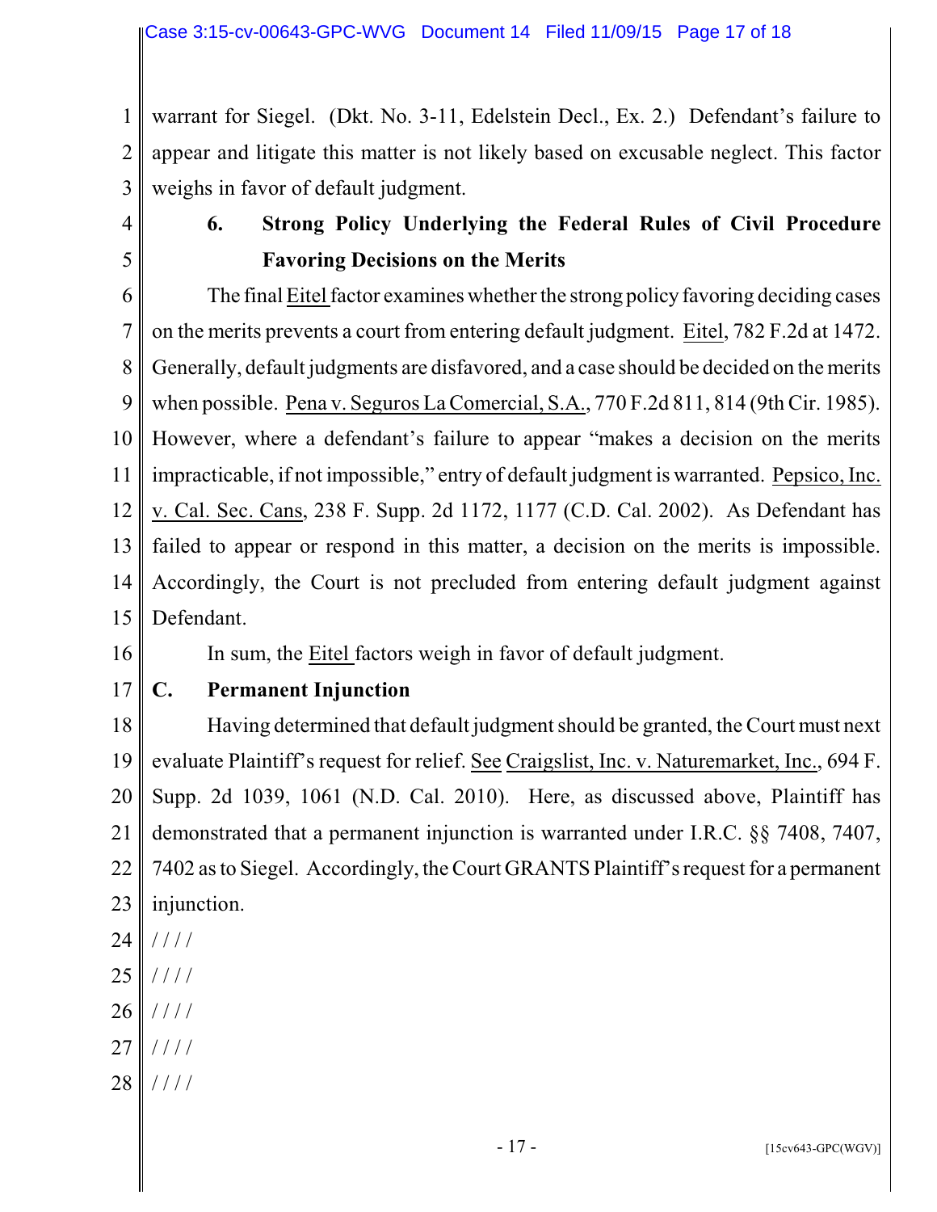warrant for Siegel. (Dkt. No. 3-11, Edelstein Decl., Ex. 2.) Defendant's failure to appear and litigate this matter is not likely based on excusable neglect. This factor weighs in favor of default judgment.

**6. Strong Policy Underlying the Federal Rules of Civil Procedure Favoring Decisions on the Merits**

The final Eitel factor examines whether the strong policy favoring deciding cases on the merits prevents a court from entering default judgment. Eitel, 782 F.2d at 1472. Generally, default judgments are disfavored, and a case should be decided on the merits when possible. Pena v. Seguros La Comercial, S.A., 770 F.2d 811, 814 (9th Cir. 1985). However, where a defendant's failure to appear "makes a decision on the merits impracticable, if not impossible," entry of default judgment is warranted. Pepsico, Inc. v. Cal. Sec. Cans, 238 F. Supp. 2d 1172, 1177 (C.D. Cal. 2002). As Defendant has failed to appear or respond in this matter, a decision on the merits is impossible. Accordingly, the Court is not precluded from entering default judgment against Defendant.

In sum, the Eitel factors weigh in favor of default judgment.

**C. Permanent Injunction**

Having determined that default judgment should be granted, the Court must next evaluate Plaintiff's request for relief. See Craigslist, Inc. v. Naturemarket, Inc., 694 F. Supp. 2d 1039, 1061 (N.D. Cal. 2010). Here, as discussed above, Plaintiff has demonstrated that a permanent injunction is warranted under I.R.C. §§ 7408, 7407, 7402 as to Siegel. Accordingly, the Court GRANTS Plaintiff's request for a permanent injunction.

/ / / /

/ / / /

/ / / /

/ / / /

/ / / /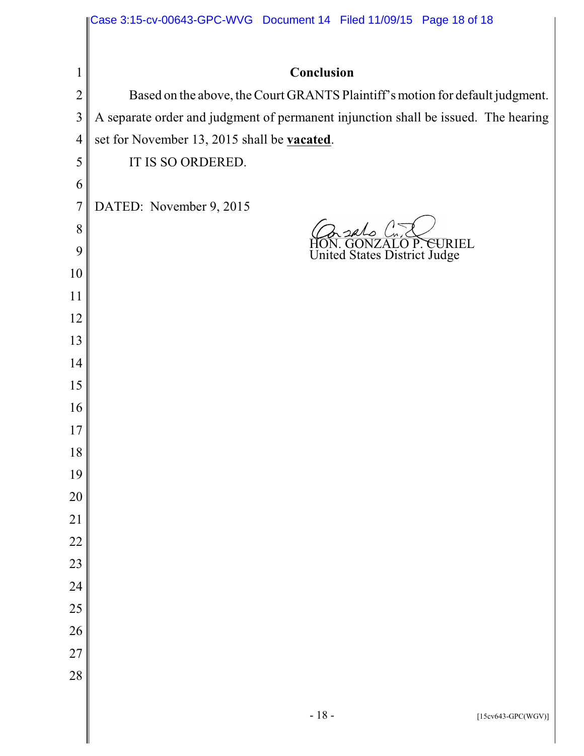## Conclusion

Based on the above, the Court GRANTS Plaintiff's motion for default judgment. A separate order and judgment of permanent injunction shall be issued. The hearing set for November 13, 2015 shall be **vacated**.

IT IS SO ORDERED.

DATED: November 9, 2015

HON. GONZALO P. CURIEL
United States District Judge